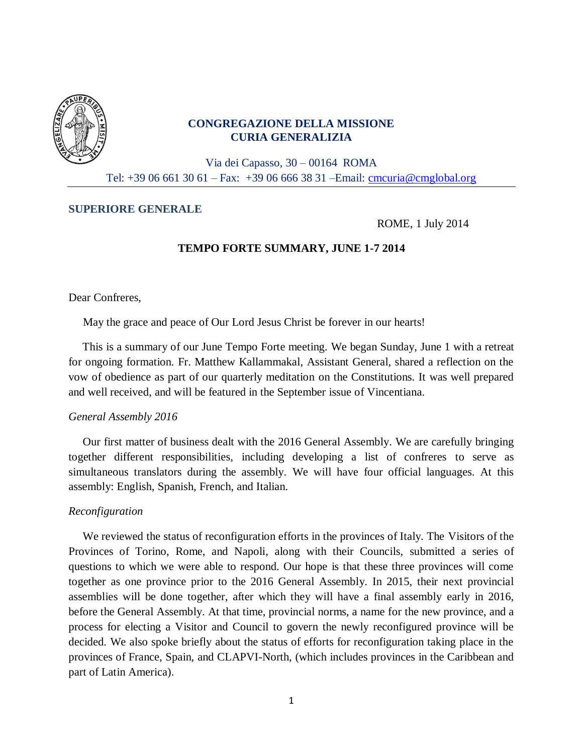**CONGREGAZIONE DELLA MISSIONE**
**CURIA GENERALIZIA**

Via dei Capasso, 30 – 00164 ROMA
Tel: +39 06 661 30 61 – Fax: +39 06 666 38 31 –Email: cmcuria@cmglobal.org

**SUPERIORE GENERALE**

ROME, 1 July 2014

**TEMPO FORTE SUMMARY, JUNE 1-7 2014**

Dear Confreres,

May the grace and peace of Our Lord Jesus Christ be forever in our hearts!

This is a summary of our June Tempo Forte meeting. We began Sunday, June 1 with a retreat for ongoing formation. Fr. Matthew Kallammakal, Assistant General, shared a reflection on the vow of obedience as part of our quarterly meditation on the Constitutions. It was well prepared and well received, and will be featured in the September issue of Vincentiana.

*General Assembly 2016*

Our first matter of business dealt with the 2016 General Assembly. We are carefully bringing together different responsibilities, including developing a list of confreres to serve as simultaneous translators during the assembly. We will have four official languages. At this assembly: English, Spanish, French, and Italian.

*Reconfiguration*

We reviewed the status of reconfiguration efforts in the provinces of Italy. The Visitors of the Provinces of Torino, Rome, and Napoli, along with their Councils, submitted a series of questions to which we were able to respond. Our hope is that these three provinces will come together as one province prior to the 2016 General Assembly. In 2015, their next provincial assemblies will be done together, after which they will have a final assembly early in 2016, before the General Assembly. At that time, provincial norms, a name for the new province, and a process for electing a Visitor and Council to govern the newly reconfigured province will be decided. We also spoke briefly about the status of efforts for reconfiguration taking place in the provinces of France, Spain, and CLAPVI-North, (which includes provinces in the Caribbean and part of Latin America).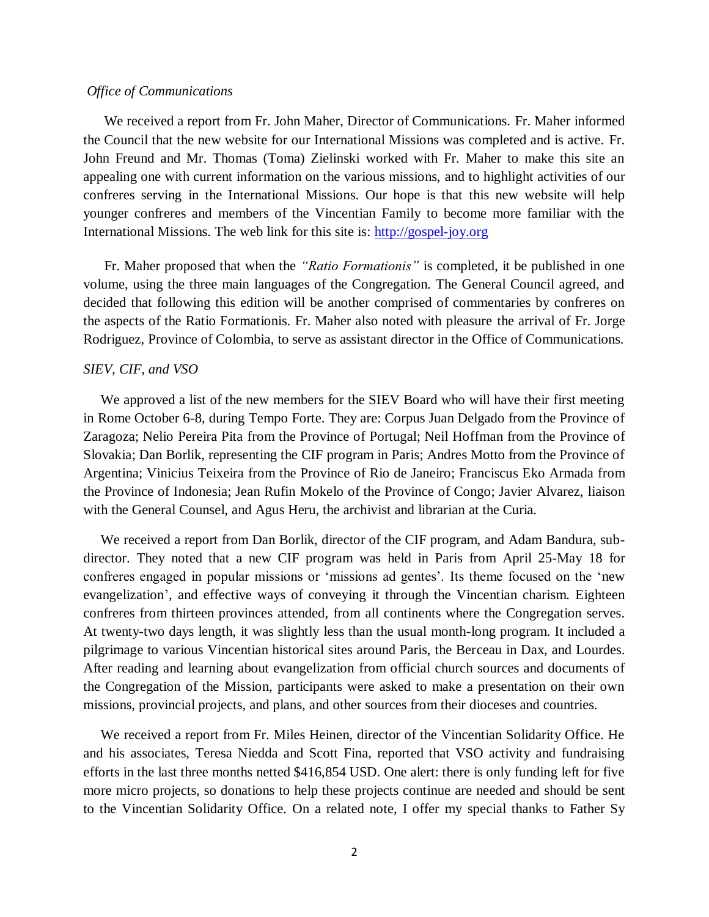*Office of Communications*

We received a report from Fr. John Maher, Director of Communications. Fr. Maher informed the Council that the new website for our International Missions was completed and is active. Fr. John Freund and Mr. Thomas (Toma) Zielinski worked with Fr. Maher to make this site an appealing one with current information on the various missions, and to highlight activities of our confreres serving in the International Missions. Our hope is that this new website will help younger confreres and members of the Vincentian Family to become more familiar with the International Missions. The web link for this site is: [http://gospel-joy.org](http://gospel-joy.org)

Fr. Maher proposed that when the *"Ratio Formationis"* is completed, it be published in one volume, using the three main languages of the Congregation. The General Council agreed, and decided that following this edition will be another comprised of commentaries by confreres on the aspects of the Ratio Formationis. Fr. Maher also noted with pleasure the arrival of Fr. Jorge Rodriguez, Province of Colombia, to serve as assistant director in the Office of Communications.

*SIEV, CIF, and VSO*

We approved a list of the new members for the SIEV Board who will have their first meeting in Rome October 6-8, during Tempo Forte. They are: Corpus Juan Delgado from the Province of Zaragoza; Nelio Pereira Pita from the Province of Portugal; Neil Hoffman from the Province of Slovakia; Dan Borlik, representing the CIF program in Paris; Andres Motto from the Province of Argentina; Vinicius Teixeira from the Province of Rio de Janeiro; Franciscus Eko Armada from the Province of Indonesia; Jean Rufin Mokelo of the Province of Congo; Javier Alvarez, liaison with the General Counsel, and Agus Heru, the archivist and librarian at the Curia.

We received a report from Dan Borlik, director of the CIF program, and Adam Bandura, sub-director. They noted that a new CIF program was held in Paris from April 25-May 18 for confreres engaged in popular missions or 'missions ad gentes'. Its theme focused on the 'new evangelization', and effective ways of conveying it through the Vincentian charism. Eighteen confreres from thirteen provinces attended, from all continents where the Congregation serves. At twenty-two days length, it was slightly less than the usual month-long program. It included a pilgrimage to various Vincentian historical sites around Paris, the Berceau in Dax, and Lourdes. After reading and learning about evangelization from official church sources and documents of the Congregation of the Mission, participants were asked to make a presentation on their own missions, provincial projects, and plans, and other sources from their dioceses and countries.

We received a report from Fr. Miles Heinen, director of the Vincentian Solidarity Office. He and his associates, Teresa Niedda and Scott Fina, reported that VSO activity and fundraising efforts in the last three months netted $416,854 USD. One alert: there is only funding left for five more micro projects, so donations to help these projects continue are needed and should be sent to the Vincentian Solidarity Office. On a related note, I offer my special thanks to Father Sy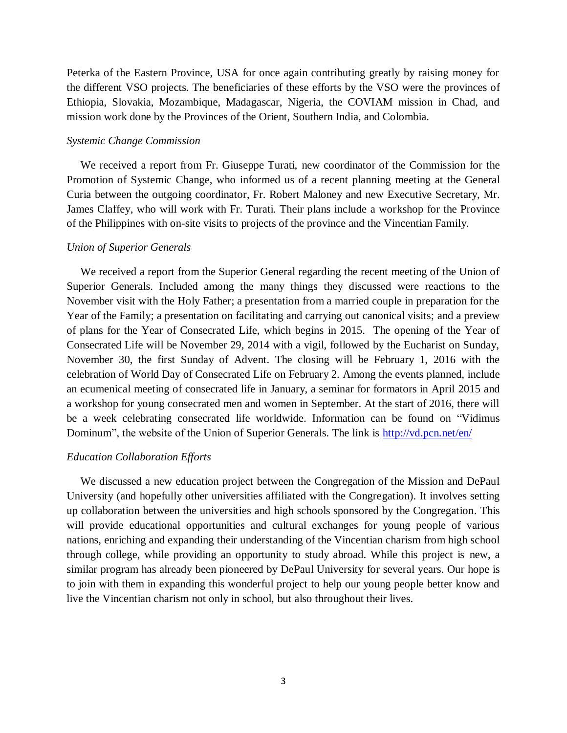Peterka of the Eastern Province, USA for once again contributing greatly by raising money for the different VSO projects. The beneficiaries of these efforts by the VSO were the provinces of Ethiopia, Slovakia, Mozambique, Madagascar, Nigeria, the COVIAM mission in Chad, and mission work done by the Provinces of the Orient, Southern India, and Colombia.

*Systemic Change Commission*

We received a report from Fr. Giuseppe Turati, new coordinator of the Commission for the Promotion of Systemic Change, who informed us of a recent planning meeting at the General Curia between the outgoing coordinator, Fr. Robert Maloney and new Executive Secretary, Mr. James Claffey, who will work with Fr. Turati. Their plans include a workshop for the Province of the Philippines with on-site visits to projects of the province and the Vincentian Family.

*Union of Superior Generals*

We received a report from the Superior General regarding the recent meeting of the Union of Superior Generals. Included among the many things they discussed were reactions to the November visit with the Holy Father; a presentation from a married couple in preparation for the Year of the Family; a presentation on facilitating and carrying out canonical visits; and a preview of plans for the Year of Consecrated Life, which begins in 2015. The opening of the Year of Consecrated Life will be November 29, 2014 with a vigil, followed by the Eucharist on Sunday, November 30, the first Sunday of Advent. The closing will be February 1, 2016 with the celebration of World Day of Consecrated Life on February 2. Among the events planned, include an ecumenical meeting of consecrated life in January, a seminar for formators in April 2015 and a workshop for young consecrated men and women in September. At the start of 2016, there will be a week celebrating consecrated life worldwide. Information can be found on "Vidimus Dominum", the website of the Union of Superior Generals. The link is http://vd.pcn.net/en/

*Education Collaboration Efforts*

We discussed a new education project between the Congregation of the Mission and DePaul University (and hopefully other universities affiliated with the Congregation). It involves setting up collaboration between the universities and high schools sponsored by the Congregation. This will provide educational opportunities and cultural exchanges for young people of various nations, enriching and expanding their understanding of the Vincentian charism from high school through college, while providing an opportunity to study abroad. While this project is new, a similar program has already been pioneered by DePaul University for several years. Our hope is to join with them in expanding this wonderful project to help our young people better know and live the Vincentian charism not only in school, but also throughout their lives.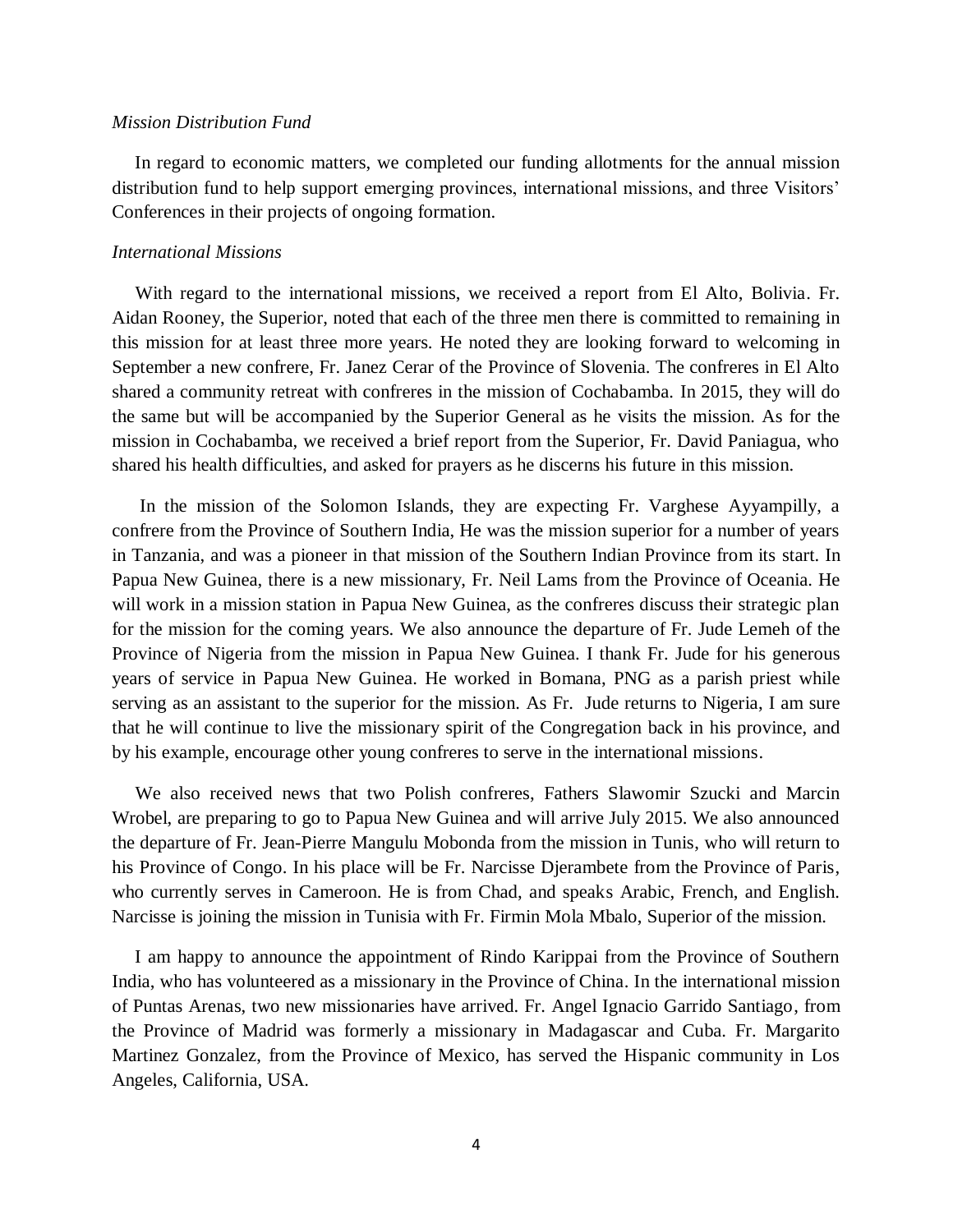*Mission Distribution Fund*

In regard to economic matters, we completed our funding allotments for the annual mission distribution fund to help support emerging provinces, international missions, and three Visitors' Conferences in their projects of ongoing formation.

*International Missions*

With regard to the international missions, we received a report from El Alto, Bolivia. Fr. Aidan Rooney, the Superior, noted that each of the three men there is committed to remaining in this mission for at least three more years. He noted they are looking forward to welcoming in September a new confrere, Fr. Janez Cerar of the Province of Slovenia. The confreres in El Alto shared a community retreat with confreres in the mission of Cochabamba. In 2015, they will do the same but will be accompanied by the Superior General as he visits the mission. As for the mission in Cochabamba, we received a brief report from the Superior, Fr. David Paniagua, who shared his health difficulties, and asked for prayers as he discerns his future in this mission.

In the mission of the Solomon Islands, they are expecting Fr. Varghese Ayyampilly, a confrere from the Province of Southern India, He was the mission superior for a number of years in Tanzania, and was a pioneer in that mission of the Southern Indian Province from its start. In Papua New Guinea, there is a new missionary, Fr. Neil Lams from the Province of Oceania. He will work in a mission station in Papua New Guinea, as the confreres discuss their strategic plan for the mission for the coming years. We also announce the departure of Fr. Jude Lemeh of the Province of Nigeria from the mission in Papua New Guinea. I thank Fr. Jude for his generous years of service in Papua New Guinea. He worked in Bomana, PNG as a parish priest while serving as an assistant to the superior for the mission. As Fr. Jude returns to Nigeria, I am sure that he will continue to live the missionary spirit of the Congregation back in his province, and by his example, encourage other young confreres to serve in the international missions.

We also received news that two Polish confreres, Fathers Slawomir Szucki and Marcin Wrobel, are preparing to go to Papua New Guinea and will arrive July 2015. We also announced the departure of Fr. Jean-Pierre Mangulu Mobonda from the mission in Tunis, who will return to his Province of Congo. In his place will be Fr. Narcisse Djerambete from the Province of Paris, who currently serves in Cameroon. He is from Chad, and speaks Arabic, French, and English. Narcisse is joining the mission in Tunisia with Fr. Firmin Mola Mbalo, Superior of the mission.

I am happy to announce the appointment of Rindo Karippai from the Province of Southern India, who has volunteered as a missionary in the Province of China. In the international mission of Puntas Arenas, two new missionaries have arrived. Fr. Angel Ignacio Garrido Santiago, from the Province of Madrid was formerly a missionary in Madagascar and Cuba. Fr. Margarito Martinez Gonzalez, from the Province of Mexico, has served the Hispanic community in Los Angeles, California, USA.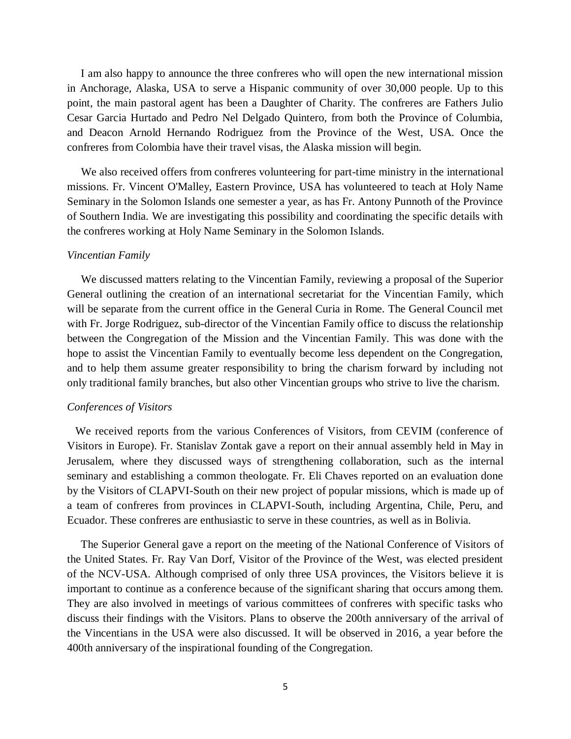I am also happy to announce the three confreres who will open the new international mission in Anchorage, Alaska, USA to serve a Hispanic community of over 30,000 people. Up to this point, the main pastoral agent has been a Daughter of Charity. The confreres are Fathers Julio Cesar Garcia Hurtado and Pedro Nel Delgado Quintero, from both the Province of Columbia, and Deacon Arnold Hernando Rodriguez from the Province of the West, USA. Once the confreres from Colombia have their travel visas, the Alaska mission will begin.

We also received offers from confreres volunteering for part-time ministry in the international missions. Fr. Vincent O'Malley, Eastern Province, USA has volunteered to teach at Holy Name Seminary in the Solomon Islands one semester a year, as has Fr. Antony Punnoth of the Province of Southern India. We are investigating this possibility and coordinating the specific details with the confreres working at Holy Name Seminary in the Solomon Islands.

*Vincentian Family*

We discussed matters relating to the Vincentian Family, reviewing a proposal of the Superior General outlining the creation of an international secretariat for the Vincentian Family, which will be separate from the current office in the General Curia in Rome. The General Council met with Fr. Jorge Rodriguez, sub-director of the Vincentian Family office to discuss the relationship between the Congregation of the Mission and the Vincentian Family. This was done with the hope to assist the Vincentian Family to eventually become less dependent on the Congregation, and to help them assume greater responsibility to bring the charism forward by including not only traditional family branches, but also other Vincentian groups who strive to live the charism.

*Conferences of Visitors*

We received reports from the various Conferences of Visitors, from CEVIM (conference of Visitors in Europe). Fr. Stanislav Zontak gave a report on their annual assembly held in May in Jerusalem, where they discussed ways of strengthening collaboration, such as the internal seminary and establishing a common theologate. Fr. Eli Chaves reported on an evaluation done by the Visitors of CLAPVI-South on their new project of popular missions, which is made up of a team of confreres from provinces in CLAPVI-South, including Argentina, Chile, Peru, and Ecuador. These confreres are enthusiastic to serve in these countries, as well as in Bolivia.

The Superior General gave a report on the meeting of the National Conference of Visitors of the United States. Fr. Ray Van Dorf, Visitor of the Province of the West, was elected president of the NCV-USA. Although comprised of only three USA provinces, the Visitors believe it is important to continue as a conference because of the significant sharing that occurs among them. They are also involved in meetings of various committees of confreres with specific tasks who discuss their findings with the Visitors. Plans to observe the 200th anniversary of the arrival of the Vincentians in the USA were also discussed. It will be observed in 2016, a year before the 400th anniversary of the inspirational founding of the Congregation.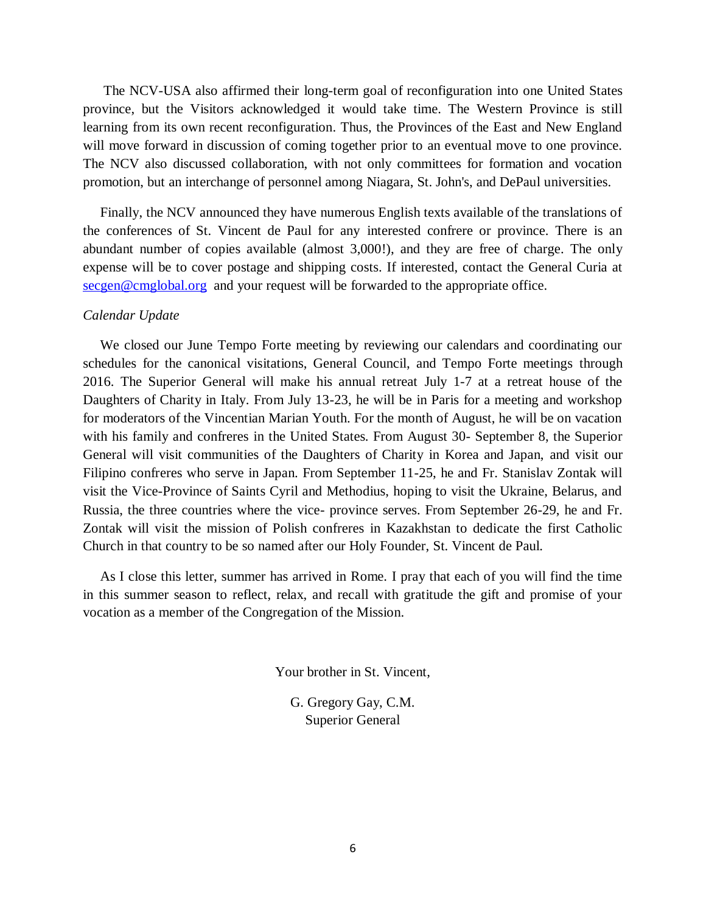The NCV-USA also affirmed their long-term goal of reconfiguration into one United States province, but the Visitors acknowledged it would take time. The Western Province is still learning from its own recent reconfiguration. Thus, the Provinces of the East and New England will move forward in discussion of coming together prior to an eventual move to one province. The NCV also discussed collaboration, with not only committees for formation and vocation promotion, but an interchange of personnel among Niagara, St. John's, and DePaul universities.

Finally, the NCV announced they have numerous English texts available of the translations of the conferences of St. Vincent de Paul for any interested confrere or province. There is an abundant number of copies available (almost 3,000!), and they are free of charge. The only expense will be to cover postage and shipping costs. If interested, contact the General Curia at [secgen@cmglobal.org](mailto:secgen@cmglobal.org) and your request will be forwarded to the appropriate office.

*Calendar Update*

We closed our June Tempo Forte meeting by reviewing our calendars and coordinating our schedules for the canonical visitations, General Council, and Tempo Forte meetings through 2016. The Superior General will make his annual retreat July 1-7 at a retreat house of the Daughters of Charity in Italy. From July 13-23, he will be in Paris for a meeting and workshop for moderators of the Vincentian Marian Youth. For the month of August, he will be on vacation with his family and confreres in the United States. From August 30- September 8, the Superior General will visit communities of the Daughters of Charity in Korea and Japan, and visit our Filipino confreres who serve in Japan. From September 11-25, he and Fr. Stanislav Zontak will visit the Vice-Province of Saints Cyril and Methodius, hoping to visit the Ukraine, Belarus, and Russia, the three countries where the vice- province serves. From September 26-29, he and Fr. Zontak will visit the mission of Polish confreres in Kazakhstan to dedicate the first Catholic Church in that country to be so named after our Holy Founder, St. Vincent de Paul.

As I close this letter, summer has arrived in Rome. I pray that each of you will find the time in this summer season to reflect, relax, and recall with gratitude the gift and promise of your vocation as a member of the Congregation of the Mission.

Your brother in St. Vincent,

G. Gregory Gay, C.M.
Superior General